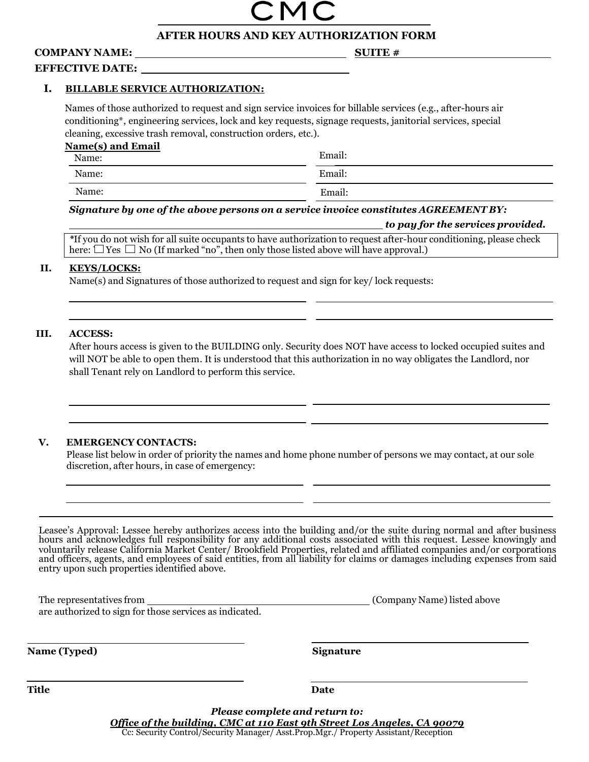# CMC

## AFTER HOURS AND KEY AUTHORIZATION FORM

**COMPANY NAME:** ______________________________ **SUITE #** ______________________

**EFFECTIVE DATE:** ______________________________

### I. BILLABLE SERVICE AUTHORIZATION:

Names of those authorized to request and sign service invoices for billable services (e.g., after-hours air conditioning*, engineering services, lock and key requests, signage requests, janitorial services, special cleaning, excessive trash removal, construction orders, etc.).

**Name(s) and Email**

Name: ______________________________ Email: ______________________________

Name: ______________________________ Email: ______________________________

Name: ______________________________ Email: ______________________________

***Signature by one of the above persons on a service invoice constitutes AGREEMENT BY:***

______________________________________________ ***to pay for the services provided.***

*If you do not wish for all suite occupants to have authorization to request after-hour conditioning, please check here: ☐ Yes ☐ No (If marked "no", then only those listed above will have approval.)

### II. KEYS/LOCKS:

Name(s) and Signatures of those authorized to request and sign for key/ lock requests:

______________________________ ______________________________

______________________________ ______________________________

### III. ACCESS:

After hours access is given to the BUILDING only. Security does NOT have access to locked occupied suites and will NOT be able to open them. It is understood that this authorization in no way obligates the Landlord, nor shall Tenant rely on Landlord to perform this service.

______________________________ ______________________________

______________________________ ______________________________

### V. EMERGENCY CONTACTS:

Please list below in order of priority the names and home phone number of persons we may contact, at our sole discretion, after hours, in case of emergency:

______________________________ ______________________________

______________________________ ______________________________

Leasee's Approval: Lessee hereby authorizes access into the building and/or the suite during normal and after business hours and acknowledges full responsibility for any additional costs associated with this request. Lessee knowingly and voluntarily release California Market Center/ Brookfield Properties, related and affiliated companies and/or corporations and officers, agents, and employees of said entities, from all liability for claims or damages including expenses from said entry upon such properties identified above.

The representatives from ______________________________ (Company Name) listed above are authorized to sign for those services as indicated.

______________________________ ______________________________

**Name (Typed)** **Signature**

______________________________ ______________________________

**Title** **Date**

***Please complete and return to:***

***Office of the building, CMC at 110 East 9th Street Los Angeles, CA 90079***

Cc: Security Control/Security Manager/ Asst.Prop.Mgr./ Property Assistant/Reception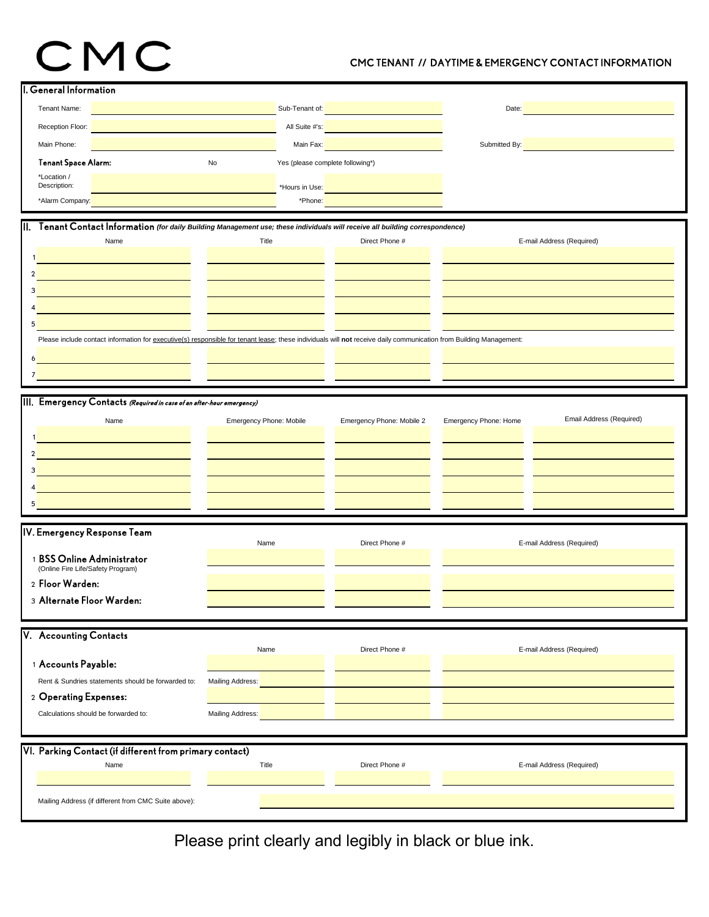# CMC

**CMC TENANT // DAYTIME & EMERGENCY CONTACT INFORMATION**

## I. General Information

| | | | | | |
|---|---|---|---|---|---|
| Tenant Name: | | Sub-Tenant of: | | Date: | |
| Reception Floor: | | All Suite #'s: | | | |
| Main Phone: | | Main Fax: | | Submitted By: | |

**Tenant Space Alarm:** No   Yes (please complete following*)

| | | | |
|---|---|---|---|
| *Location / Description: | | *Hours in Use: | |
| *Alarm Company: | | *Phone: | |

## II. Tenant Contact Information *(for daily Building Management use; these individuals will receive all building correspondence)*

| | Name | Title | Direct Phone # | E-mail Address (Required) |
|---|---|---|---|---|
| 1 | | | | |
| 2 | | | | |
| 3 | | | | |
| 4 | | | | |
| 5 | | | | |

Please include contact information for executive(s) responsible for tenant lease; these individuals will **not** receive daily communication from Building Management:

| | Name | Title | Direct Phone # | E-mail Address (Required) |
|---|---|---|---|---|
| 6 | | | | |
| 7 | | | | |

## III. Emergency Contacts *(Required in case of an after-hour emergency)*

| | Name | Emergency Phone: Mobile | Emergency Phone: Mobile 2 | Emergency Phone: Home | Email Address (Required) |
|---|---|---|---|---|---|
| 1 | | | | | |
| 2 | | | | | |
| 3 | | | | | |
| 4 | | | | | |
| 5 | | | | | |

## IV. Emergency Response Team

| | Name | Direct Phone # | E-mail Address (Required) |
|---|---|---|---|
| 1 **BSS Online Administrator** (Online Fire Life/Safety Program) | | | |
| 2 **Floor Warden:** | | | |
| 3 **Alternate Floor Warden:** | | | |

## V. Accounting Contacts

| | Name | Direct Phone # | E-mail Address (Required) |
|---|---|---|---|
| 1 **Accounts Payable:** | | | |
| Rent & Sundries statements should be forwarded to: | Mailing Address: | | |
| 2 **Operating Expenses:** | | | |
| Calculations should be forwarded to: | Mailing Address: | | |

## VI. Parking Contact (if different from primary contact)

| Name | Title | Direct Phone # | E-mail Address (Required) |
|---|---|---|---|
| | | | |

Mailing Address (if different from CMC Suite above):

Please print clearly and legibly in black or blue ink.